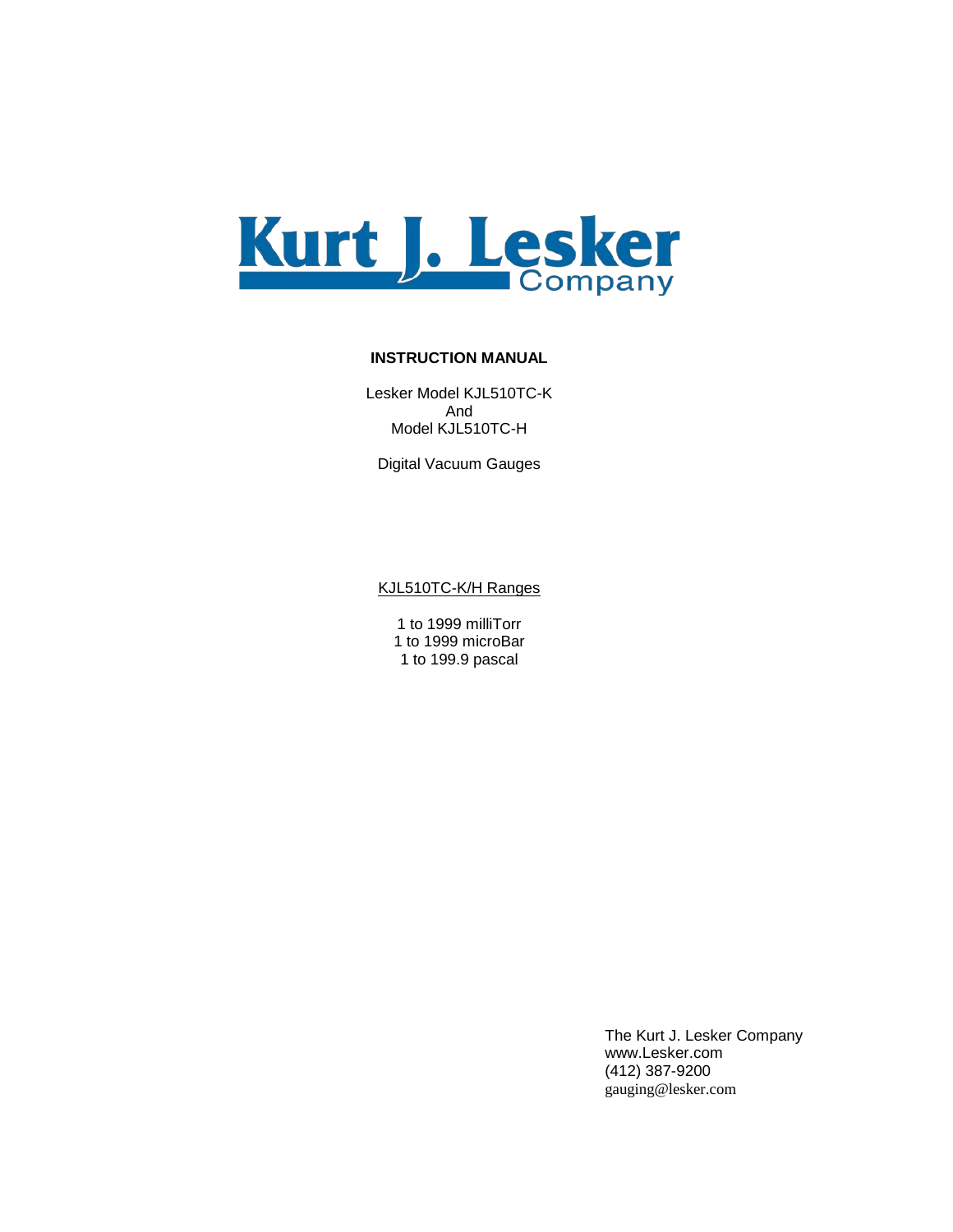# Kurt J. Lesker Company

**INSTRUCTION MANUAL**

Lesker Model KJL510TC-K
And
Model KJL510TC-H

Digital Vacuum Gauges

KJL510TC-K/H Ranges

1 to 1999 milliTorr
1 to 1999 microBar
1 to 199.9 pascal

The Kurt J. Lesker Company
www.Lesker.com
(412) 387-9200
gauging@lesker.com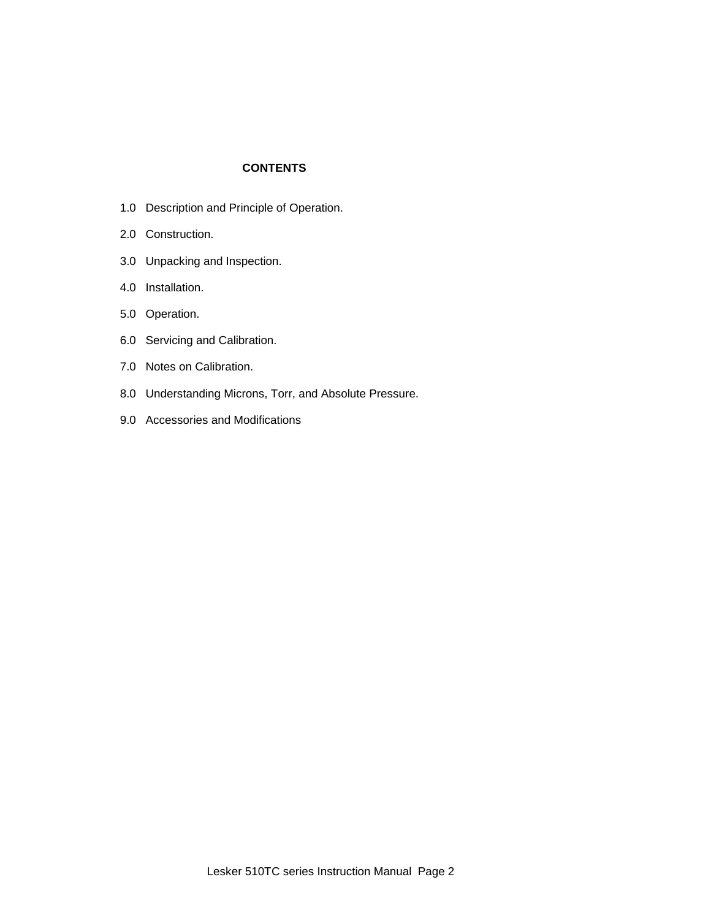**CONTENTS**

1.0 Description and Principle of Operation.

2.0 Construction.

3.0 Unpacking and Inspection.

4.0 Installation.

5.0 Operation.

6.0 Servicing and Calibration.

7.0 Notes on Calibration.

8.0 Understanding Microns, Torr, and Absolute Pressure.

9.0 Accessories and Modifications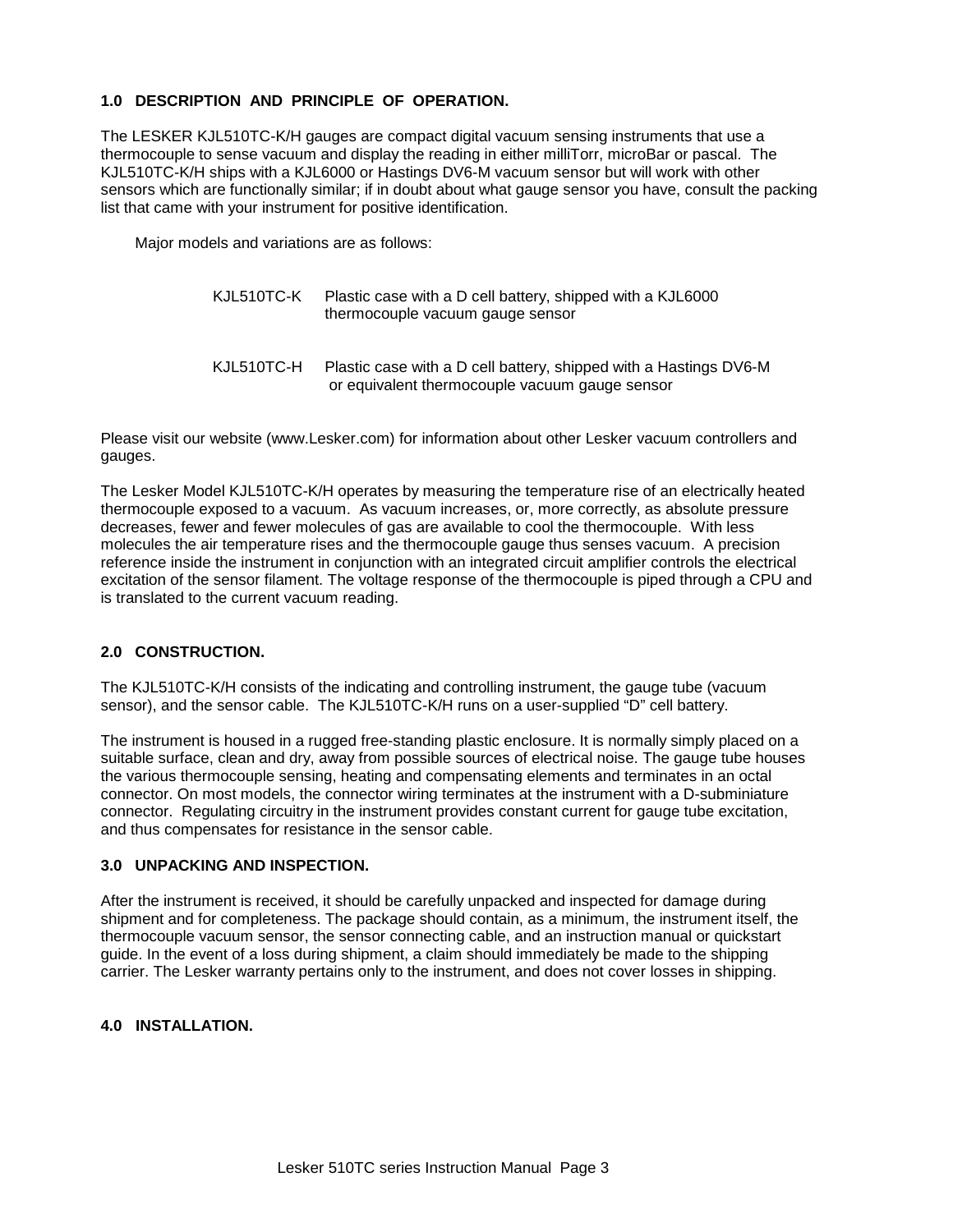## 1.0 DESCRIPTION AND PRINCIPLE OF OPERATION.

The LESKER KJL510TC-K/H gauges are compact digital vacuum sensing instruments that use a thermocouple to sense vacuum and display the reading in either milliTorr, microBar or pascal. The KJL510TC-K/H ships with a KJL6000 or Hastings DV6-M vacuum sensor but will work with other sensors which are functionally similar; if in doubt about what gauge sensor you have, consult the packing list that came with your instrument for positive identification.

Major models and variations are as follows:

| | |
|---|---|
| KJL510TC-K | Plastic case with a D cell battery, shipped with a KJL6000 thermocouple vacuum gauge sensor |
| KJL510TC-H | Plastic case with a D cell battery, shipped with a Hastings DV6-M or equivalent thermocouple vacuum gauge sensor |

Please visit our website (www.Lesker.com) for information about other Lesker vacuum controllers and gauges.

The Lesker Model KJL510TC-K/H operates by measuring the temperature rise of an electrically heated thermocouple exposed to a vacuum. As vacuum increases, or, more correctly, as absolute pressure decreases, fewer and fewer molecules of gas are available to cool the thermocouple. With less molecules the air temperature rises and the thermocouple gauge thus senses vacuum. A precision reference inside the instrument in conjunction with an integrated circuit amplifier controls the electrical excitation of the sensor filament. The voltage response of the thermocouple is piped through a CPU and is translated to the current vacuum reading.

## 2.0 CONSTRUCTION.

The KJL510TC-K/H consists of the indicating and controlling instrument, the gauge tube (vacuum sensor), and the sensor cable. The KJL510TC-K/H runs on a user-supplied "D" cell battery.

The instrument is housed in a rugged free-standing plastic enclosure. It is normally simply placed on a suitable surface, clean and dry, away from possible sources of electrical noise. The gauge tube houses the various thermocouple sensing, heating and compensating elements and terminates in an octal connector. On most models, the connector wiring terminates at the instrument with a D-subminiature connector. Regulating circuitry in the instrument provides constant current for gauge tube excitation, and thus compensates for resistance in the sensor cable.

## 3.0 UNPACKING AND INSPECTION.

After the instrument is received, it should be carefully unpacked and inspected for damage during shipment and for completeness. The package should contain, as a minimum, the instrument itself, the thermocouple vacuum sensor, the sensor connecting cable, and an instruction manual or quickstart guide. In the event of a loss during shipment, a claim should immediately be made to the shipping carrier. The Lesker warranty pertains only to the instrument, and does not cover losses in shipping.

## 4.0 INSTALLATION.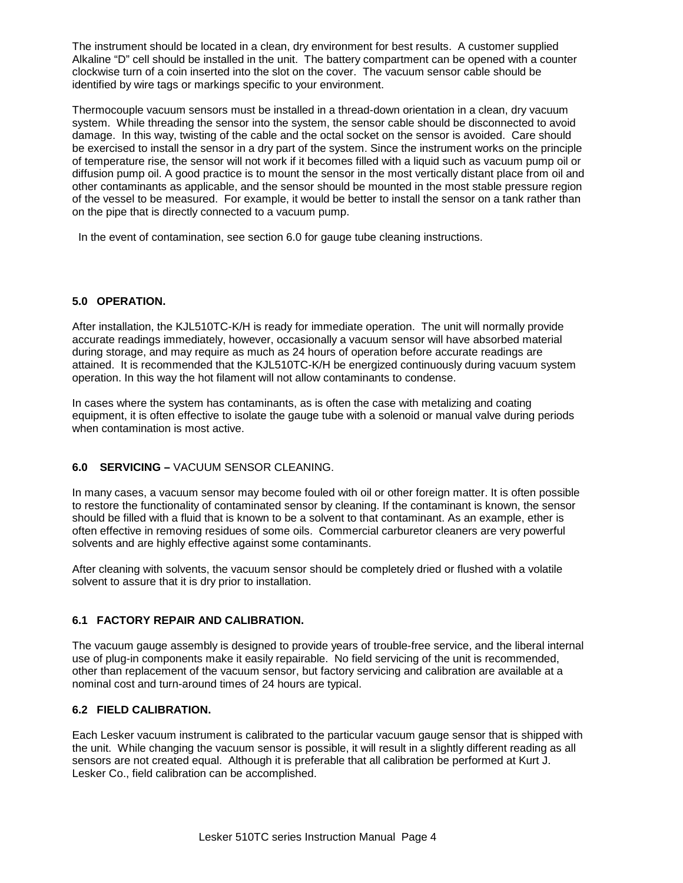The instrument should be located in a clean, dry environment for best results. A customer supplied Alkaline "D" cell should be installed in the unit. The battery compartment can be opened with a counter clockwise turn of a coin inserted into the slot on the cover. The vacuum sensor cable should be identified by wire tags or markings specific to your environment.

Thermocouple vacuum sensors must be installed in a thread-down orientation in a clean, dry vacuum system. While threading the sensor into the system, the sensor cable should be disconnected to avoid damage. In this way, twisting of the cable and the octal socket on the sensor is avoided. Care should be exercised to install the sensor in a dry part of the system. Since the instrument works on the principle of temperature rise, the sensor will not work if it becomes filled with a liquid such as vacuum pump oil or diffusion pump oil. A good practice is to mount the sensor in the most vertically distant place from oil and other contaminants as applicable, and the sensor should be mounted in the most stable pressure region of the vessel to be measured. For example, it would be better to install the sensor on a tank rather than on the pipe that is directly connected to a vacuum pump.

In the event of contamination, see section 6.0 for gauge tube cleaning instructions.

## 5.0 OPERATION.

After installation, the KJL510TC-K/H is ready for immediate operation. The unit will normally provide accurate readings immediately, however, occasionally a vacuum sensor will have absorbed material during storage, and may require as much as 24 hours of operation before accurate readings are attained. It is recommended that the KJL510TC-K/H be energized continuously during vacuum system operation. In this way the hot filament will not allow contaminants to condense.

In cases where the system has contaminants, as is often the case with metalizing and coating equipment, it is often effective to isolate the gauge tube with a solenoid or manual valve during periods when contamination is most active.

## 6.0 SERVICING – VACUUM SENSOR CLEANING.

In many cases, a vacuum sensor may become fouled with oil or other foreign matter. It is often possible to restore the functionality of contaminated sensor by cleaning. If the contaminant is known, the sensor should be filled with a fluid that is known to be a solvent to that contaminant. As an example, ether is often effective in removing residues of some oils. Commercial carburetor cleaners are very powerful solvents and are highly effective against some contaminants.

After cleaning with solvents, the vacuum sensor should be completely dried or flushed with a volatile solvent to assure that it is dry prior to installation.

## 6.1 FACTORY REPAIR AND CALIBRATION.

The vacuum gauge assembly is designed to provide years of trouble-free service, and the liberal internal use of plug-in components make it easily repairable. No field servicing of the unit is recommended, other than replacement of the vacuum sensor, but factory servicing and calibration are available at a nominal cost and turn-around times of 24 hours are typical.

## 6.2 FIELD CALIBRATION.

Each Lesker vacuum instrument is calibrated to the particular vacuum gauge sensor that is shipped with the unit. While changing the vacuum sensor is possible, it will result in a slightly different reading as all sensors are not created equal. Although it is preferable that all calibration be performed at Kurt J. Lesker Co., field calibration can be accomplished.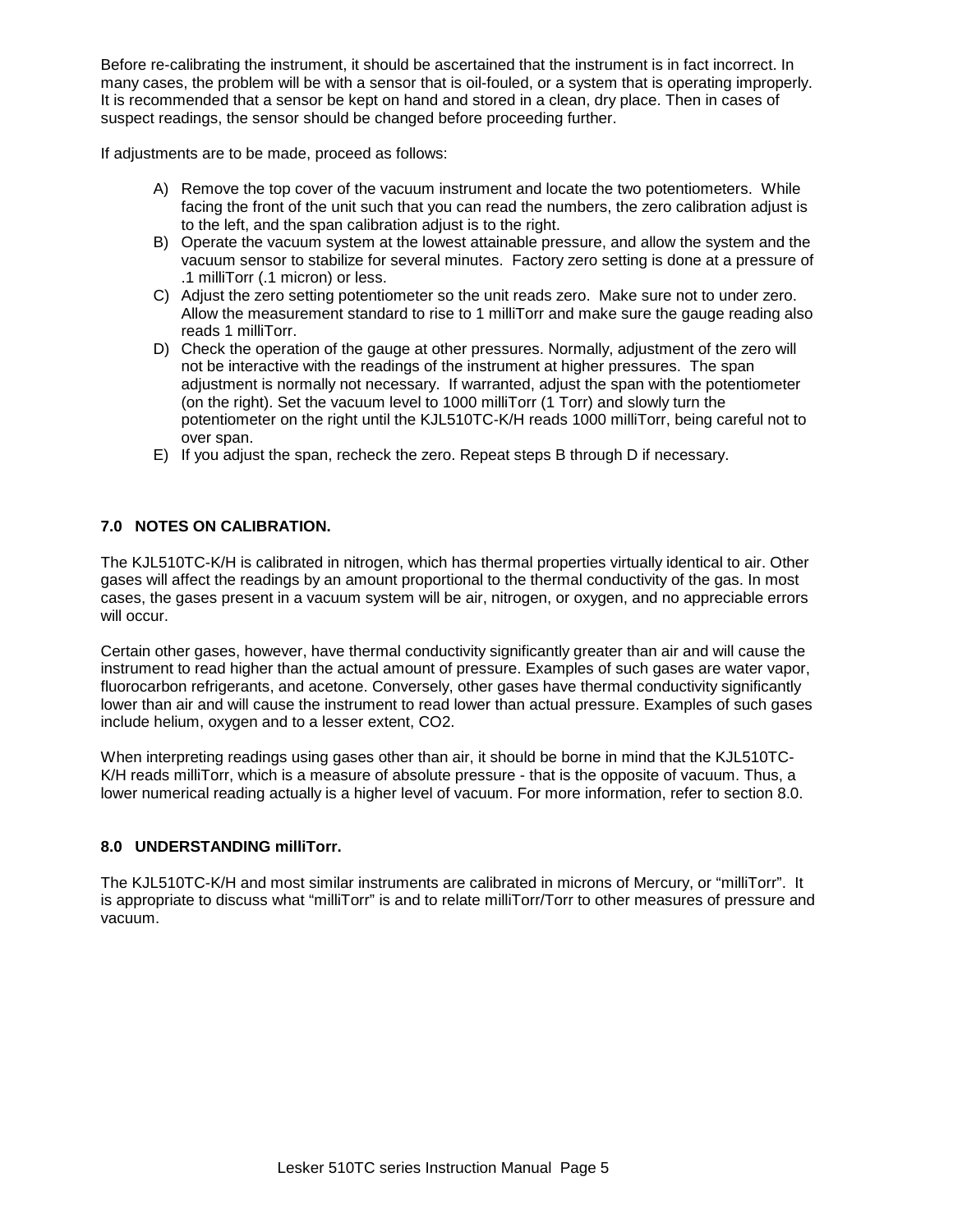Before re-calibrating the instrument, it should be ascertained that the instrument is in fact incorrect. In many cases, the problem will be with a sensor that is oil-fouled, or a system that is operating improperly. It is recommended that a sensor be kept on hand and stored in a clean, dry place. Then in cases of suspect readings, the sensor should be changed before proceeding further.

If adjustments are to be made, proceed as follows:

A) Remove the top cover of the vacuum instrument and locate the two potentiometers. While facing the front of the unit such that you can read the numbers, the zero calibration adjust is to the left, and the span calibration adjust is to the right.
B) Operate the vacuum system at the lowest attainable pressure, and allow the system and the vacuum sensor to stabilize for several minutes. Factory zero setting is done at a pressure of .1 milliTorr (.1 micron) or less.
C) Adjust the zero setting potentiometer so the unit reads zero. Make sure not to under zero. Allow the measurement standard to rise to 1 milliTorr and make sure the gauge reading also reads 1 milliTorr.
D) Check the operation of the gauge at other pressures. Normally, adjustment of the zero will not be interactive with the readings of the instrument at higher pressures. The span adjustment is normally not necessary. If warranted, adjust the span with the potentiometer (on the right). Set the vacuum level to 1000 milliTorr (1 Torr) and slowly turn the potentiometer on the right until the KJL510TC-K/H reads 1000 milliTorr, being careful not to over span.
E) If you adjust the span, recheck the zero. Repeat steps B through D if necessary.

## 7.0 NOTES ON CALIBRATION.

The KJL510TC-K/H is calibrated in nitrogen, which has thermal properties virtually identical to air. Other gases will affect the readings by an amount proportional to the thermal conductivity of the gas. In most cases, the gases present in a vacuum system will be air, nitrogen, or oxygen, and no appreciable errors will occur.

Certain other gases, however, have thermal conductivity significantly greater than air and will cause the instrument to read higher than the actual amount of pressure. Examples of such gases are water vapor, fluorocarbon refrigerants, and acetone. Conversely, other gases have thermal conductivity significantly lower than air and will cause the instrument to read lower than actual pressure. Examples of such gases include helium, oxygen and to a lesser extent, $CO_2$.

When interpreting readings using gases other than air, it should be borne in mind that the KJL510TC-K/H reads milliTorr, which is a measure of absolute pressure - that is the opposite of vacuum. Thus, a lower numerical reading actually is a higher level of vacuum. For more information, refer to section 8.0.

## 8.0 UNDERSTANDING milliTorr.

The KJL510TC-K/H and most similar instruments are calibrated in microns of Mercury, or “milliTorr”. It is appropriate to discuss what “milliTorr” is and to relate milliTorr/Torr to other measures of pressure and vacuum.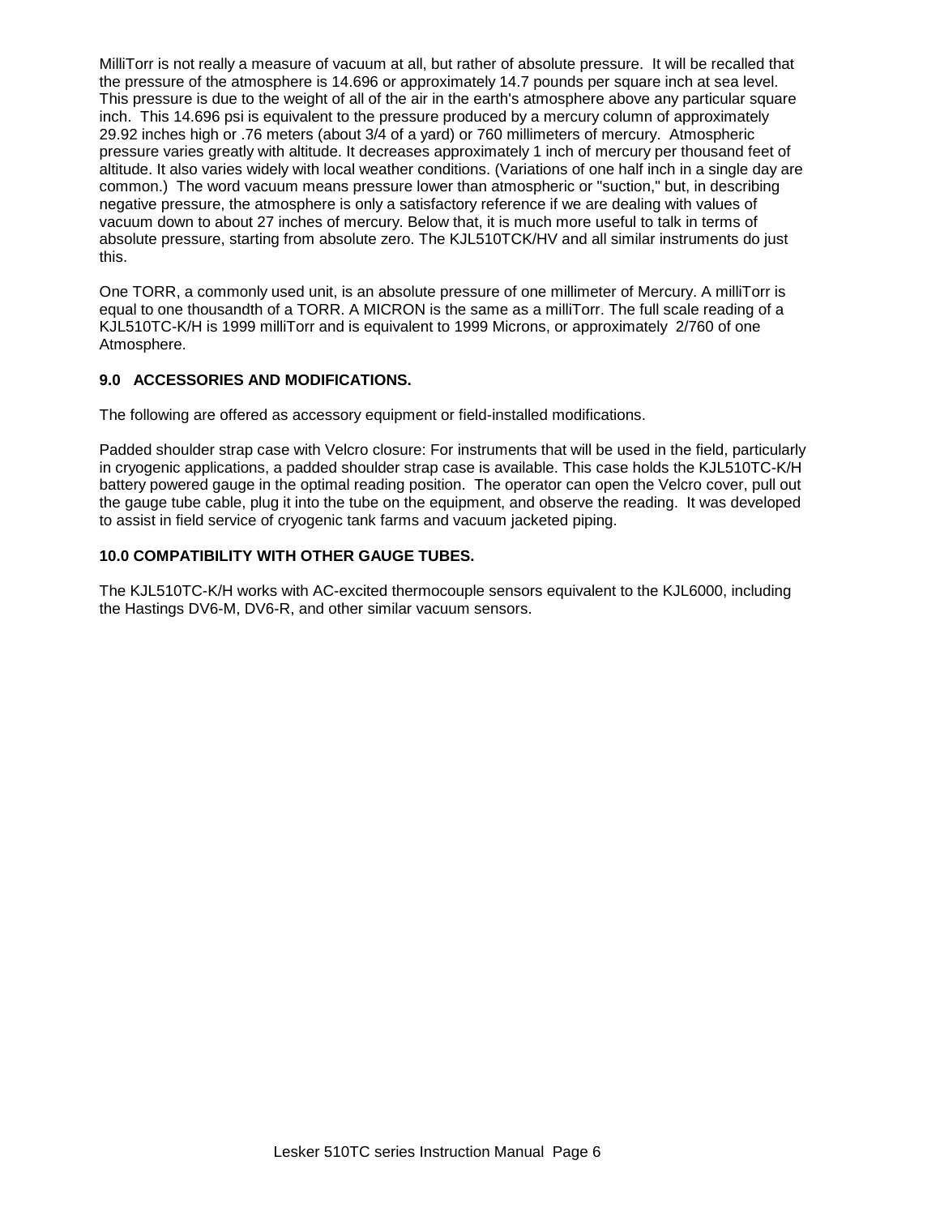MilliTorr is not really a measure of vacuum at all, but rather of absolute pressure. It will be recalled that the pressure of the atmosphere is 14.696 or approximately 14.7 pounds per square inch at sea level. This pressure is due to the weight of all of the air in the earth's atmosphere above any particular square inch. This 14.696 psi is equivalent to the pressure produced by a mercury column of approximately 29.92 inches high or .76 meters (about 3/4 of a yard) or 760 millimeters of mercury. Atmospheric pressure varies greatly with altitude. It decreases approximately 1 inch of mercury per thousand feet of altitude. It also varies widely with local weather conditions. (Variations of one half inch in a single day are common.) The word vacuum means pressure lower than atmospheric or "suction," but, in describing negative pressure, the atmosphere is only a satisfactory reference if we are dealing with values of vacuum down to about 27 inches of mercury. Below that, it is much more useful to talk in terms of absolute pressure, starting from absolute zero. The KJL510TCK/HV and all similar instruments do just this.

One TORR, a commonly used unit, is an absolute pressure of one millimeter of Mercury. A milliTorr is equal to one thousandth of a TORR. A MICRON is the same as a milliTorr. The full scale reading of a KJL510TC-K/H is 1999 milliTorr and is equivalent to 1999 Microns, or approximately 2/760 of one Atmosphere.

### 9.0 ACCESSORIES AND MODIFICATIONS.

The following are offered as accessory equipment or field-installed modifications.

Padded shoulder strap case with Velcro closure: For instruments that will be used in the field, particularly in cryogenic applications, a padded shoulder strap case is available. This case holds the KJL510TC-K/H battery powered gauge in the optimal reading position. The operator can open the Velcro cover, pull out the gauge tube cable, plug it into the tube on the equipment, and observe the reading. It was developed to assist in field service of cryogenic tank farms and vacuum jacketed piping.

### 10.0 COMPATIBILITY WITH OTHER GAUGE TUBES.

The KJL510TC-K/H works with AC-excited thermocouple sensors equivalent to the KJL6000, including the Hastings DV6-M, DV6-R, and other similar vacuum sensors.